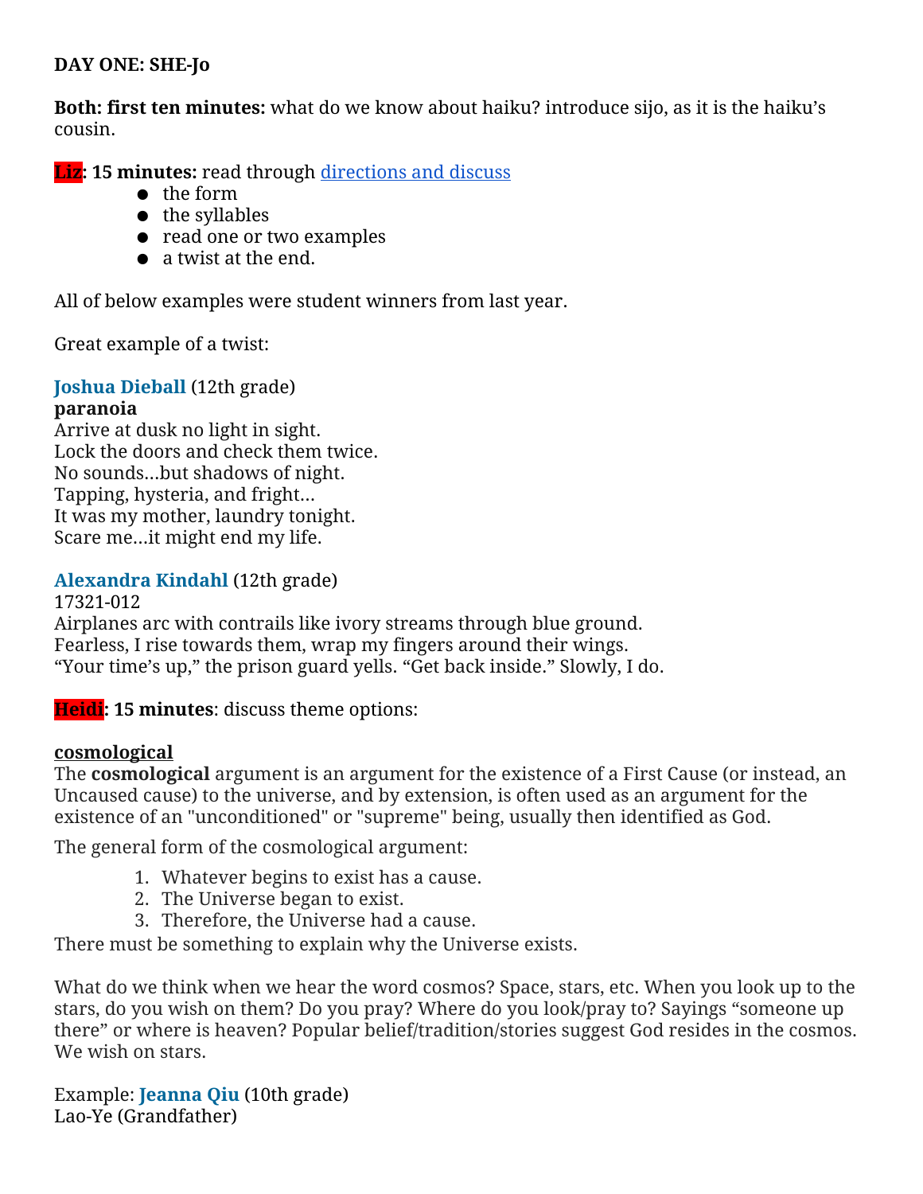**DAY ONE: SHE-Jo**

**Both: first ten minutes:** what do we know about haiku? introduce sijo, as it is the haiku's cousin.

**Liz: 15 minutes:** read through [directions and discuss]

- the form
- the syllables
- read one or two examples
- a twist at the end.

All of below examples were student winners from last year.

Great example of a twist:

**Joshua Dieball** (12th grade)
**paranoia**
Arrive at dusk no light in sight.
Lock the doors and check them twice.
No sounds…but shadows of night.
Tapping, hysteria, and fright…
It was my mother, laundry tonight.
Scare me…it might end my life.

**Alexandra Kindahl** (12th grade)
17321-012
Airplanes arc with contrails like ivory streams through blue ground.
Fearless, I rise towards them, wrap my fingers around their wings.
"Your time's up," the prison guard yells. "Get back inside." Slowly, I do.

**Heidi: 15 minutes**: discuss theme options:

**cosmological**

The **cosmological** argument is an argument for the existence of a First Cause (or instead, an Uncaused cause) to the universe, and by extension, is often used as an argument for the existence of an "unconditioned" or "supreme" being, usually then identified as God.

The general form of the cosmological argument:

1. Whatever begins to exist has a cause.
2. The Universe began to exist.
3. Therefore, the Universe had a cause.

There must be something to explain why the Universe exists.

What do we think when we hear the word cosmos? Space, stars, etc. When you look up to the stars, do you wish on them? Do you pray? Where do you look/pray to? Sayings "someone up there" or where is heaven? Popular belief/tradition/stories suggest God resides in the cosmos. We wish on stars.

Example: **Jeanna Qiu** (10th grade)
Lao-Ye (Grandfather)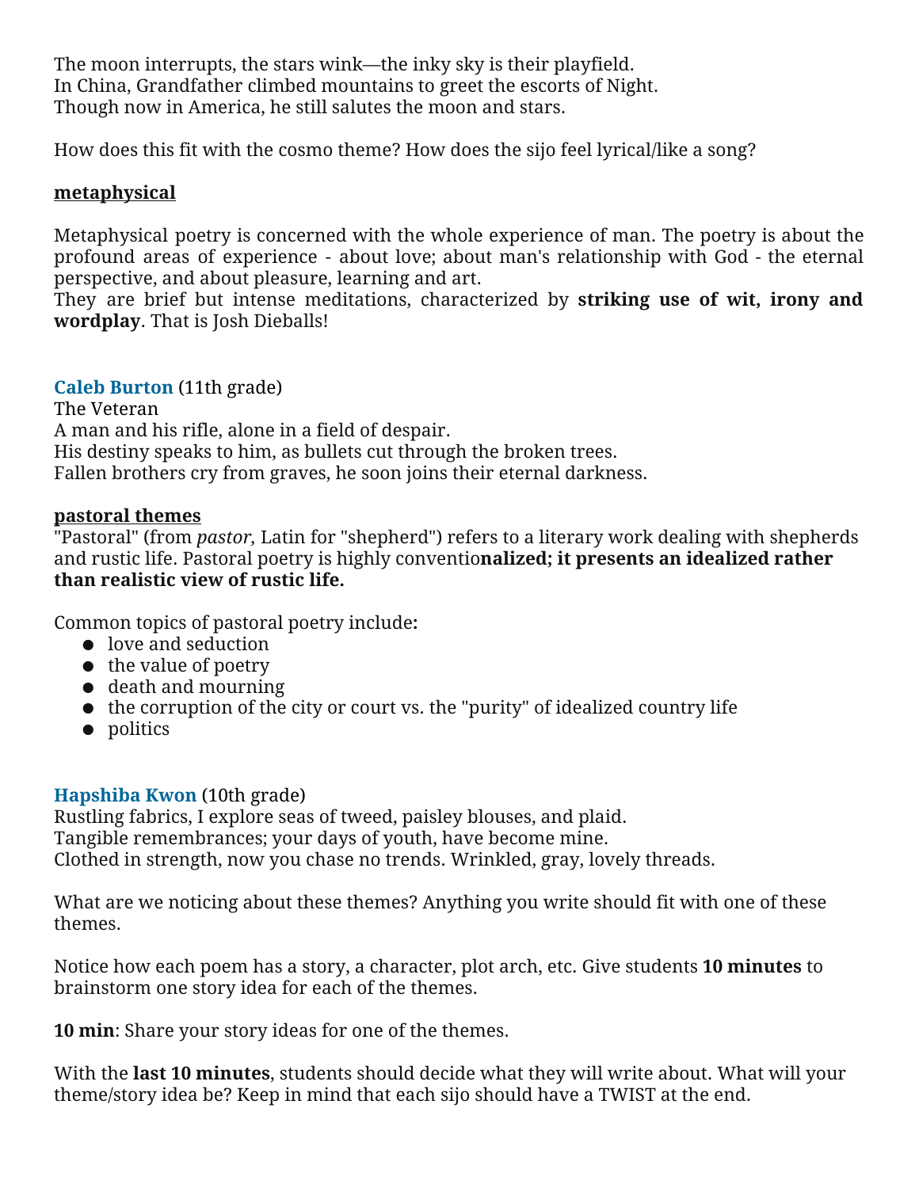The moon interrupts, the stars wink—the inky sky is their playfield.
In China, Grandfather climbed mountains to greet the escorts of Night.
Though now in America, he still salutes the moon and stars.

How does this fit with the cosmo theme? How does the sijo feel lyrical/like a song?

**<u>metaphysical</u>**

Metaphysical poetry is concerned with the whole experience of man. The poetry is about the profound areas of experience - about love; about man's relationship with God - the eternal perspective, and about pleasure, learning and art.
They are brief but intense meditations, characterized by **striking use of wit, irony and wordplay**. That is Josh Dieballs!

**Caleb Burton** (11th grade)
The Veteran
A man and his rifle, alone in a field of despair.
His destiny speaks to him, as bullets cut through the broken trees.
Fallen brothers cry from graves, he soon joins their eternal darkness.

**<u>pastoral themes</u>**
"Pastoral" (from *pastor,* Latin for "shepherd") refers to a literary work dealing with shepherds and rustic life. Pastoral poetry is highly conventio**nalized; it presents an idealized rather than realistic view of rustic life.**

Common topics of pastoral poetry include**:**
- love and seduction
- the value of poetry
- death and mourning
- the corruption of the city or court vs. the "purity" of idealized country life
- politics

**Hapshiba Kwon** (10th grade)
Rustling fabrics, I explore seas of tweed, paisley blouses, and plaid.
Tangible remembrances; your days of youth, have become mine.
Clothed in strength, now you chase no trends. Wrinkled, gray, lovely threads.

What are we noticing about these themes? Anything you write should fit with one of these themes.

Notice how each poem has a story, a character, plot arch, etc. Give students **10 minutes** to brainstorm one story idea for each of the themes.

**10 min**: Share your story ideas for one of the themes.

With the **last 10 minutes**, students should decide what they will write about. What will your theme/story idea be? Keep in mind that each sijo should have a TWIST at the end.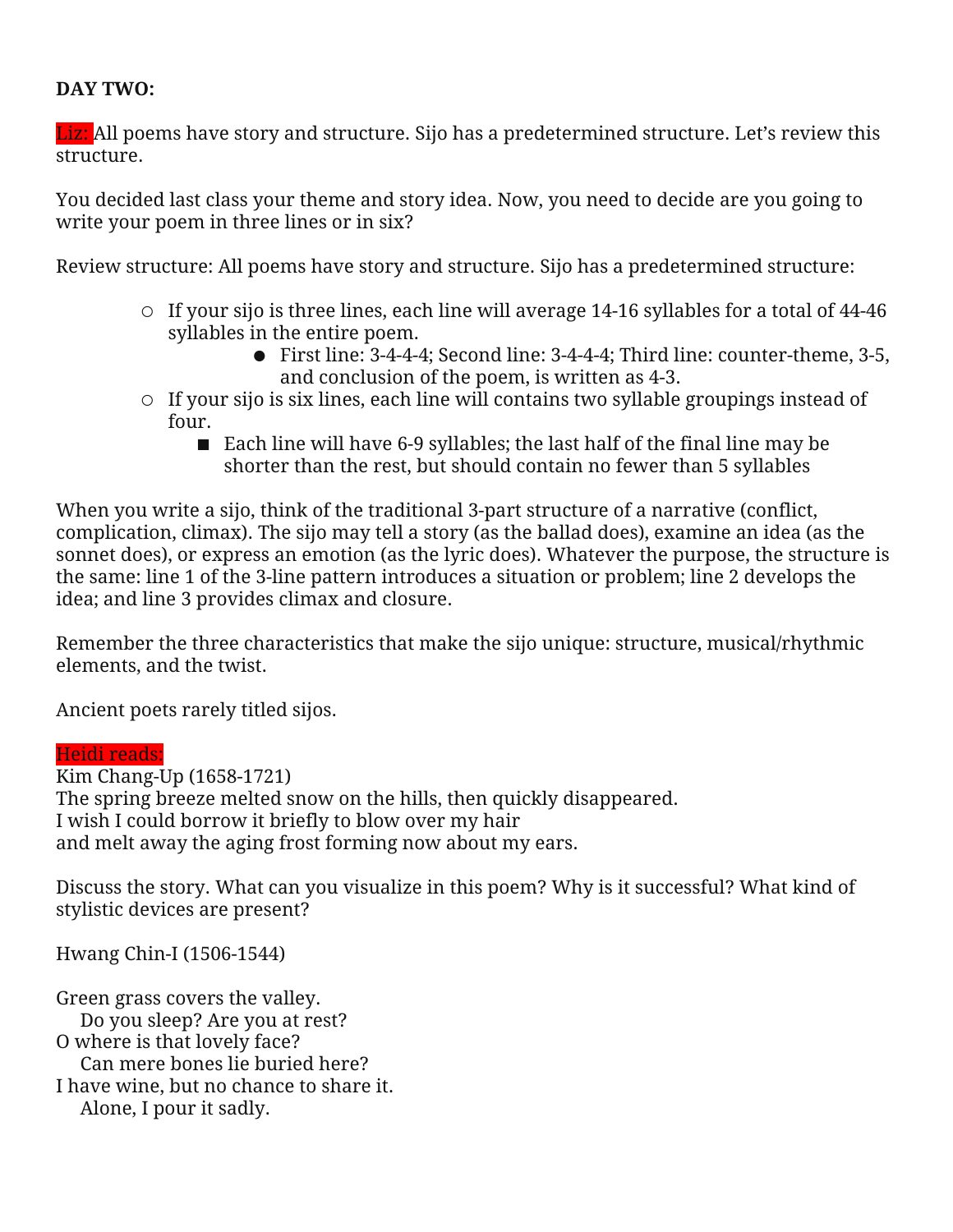**DAY TWO:**

Liz: All poems have story and structure. Sijo has a predetermined structure. Let's review this structure.

You decided last class your theme and story idea. Now, you need to decide are you going to write your poem in three lines or in six?

Review structure: All poems have story and structure. Sijo has a predetermined structure:

- If your sijo is three lines, each line will average 14-16 syllables for a total of 44-46 syllables in the entire poem.
  - First line: 3-4-4-4; Second line: 3-4-4-4; Third line: counter-theme, 3-5, and conclusion of the poem, is written as 4-3.
- If your sijo is six lines, each line will contains two syllable groupings instead of four.
  - Each line will have 6-9 syllables; the last half of the final line may be shorter than the rest, but should contain no fewer than 5 syllables

When you write a sijo, think of the traditional 3-part structure of a narrative (conflict, complication, climax). The sijo may tell a story (as the ballad does), examine an idea (as the sonnet does), or express an emotion (as the lyric does). Whatever the purpose, the structure is the same: line 1 of the 3-line pattern introduces a situation or problem; line 2 develops the idea; and line 3 provides climax and closure.

Remember the three characteristics that make the sijo unique: structure, musical/rhythmic elements, and the twist.

Ancient poets rarely titled sijos.

Heidi reads:
Kim Chang-Up (1658-1721)
The spring breeze melted snow on the hills, then quickly disappeared.
I wish I could borrow it briefly to blow over my hair
and melt away the aging frost forming now about my ears.

Discuss the story. What can you visualize in this poem? Why is it successful? What kind of stylistic devices are present?

Hwang Chin-I (1506-1544)

Green grass covers the valley.
    Do you sleep? Are you at rest?
O where is that lovely face?
    Can mere bones lie buried here?
I have wine, but no chance to share it.
    Alone, I pour it sadly.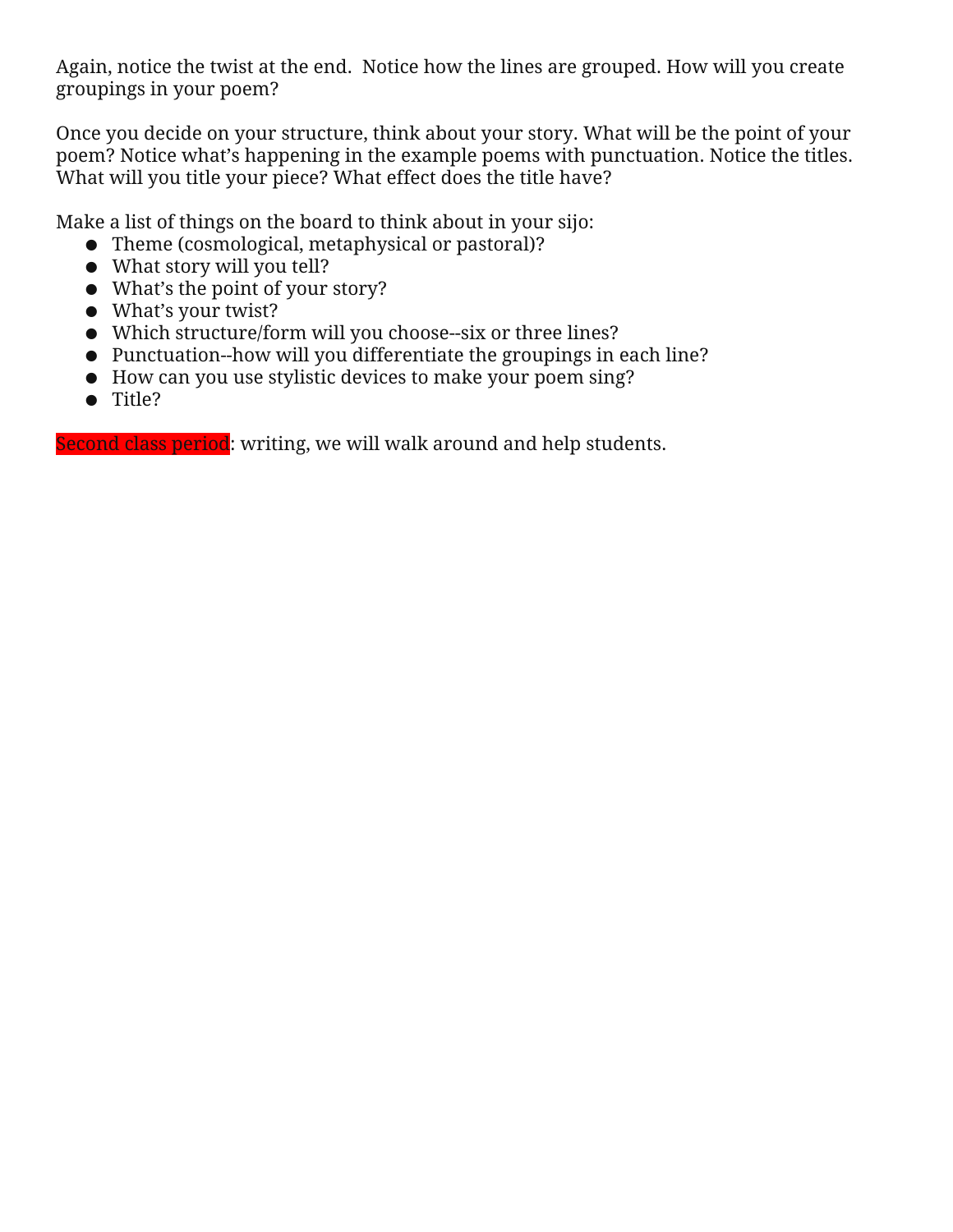Again, notice the twist at the end. Notice how the lines are grouped. How will you create groupings in your poem?

Once you decide on your structure, think about your story. What will be the point of your poem? Notice what's happening in the example poems with punctuation. Notice the titles. What will you title your piece? What effect does the title have?

Make a list of things on the board to think about in your sijo:

- Theme (cosmological, metaphysical or pastoral)?
- What story will you tell?
- What's the point of your story?
- What's your twist?
- Which structure/form will you choose--six or three lines?
- Punctuation--how will you differentiate the groupings in each line?
- How can you use stylistic devices to make your poem sing?
- Title?

Second class period: writing, we will walk around and help students.